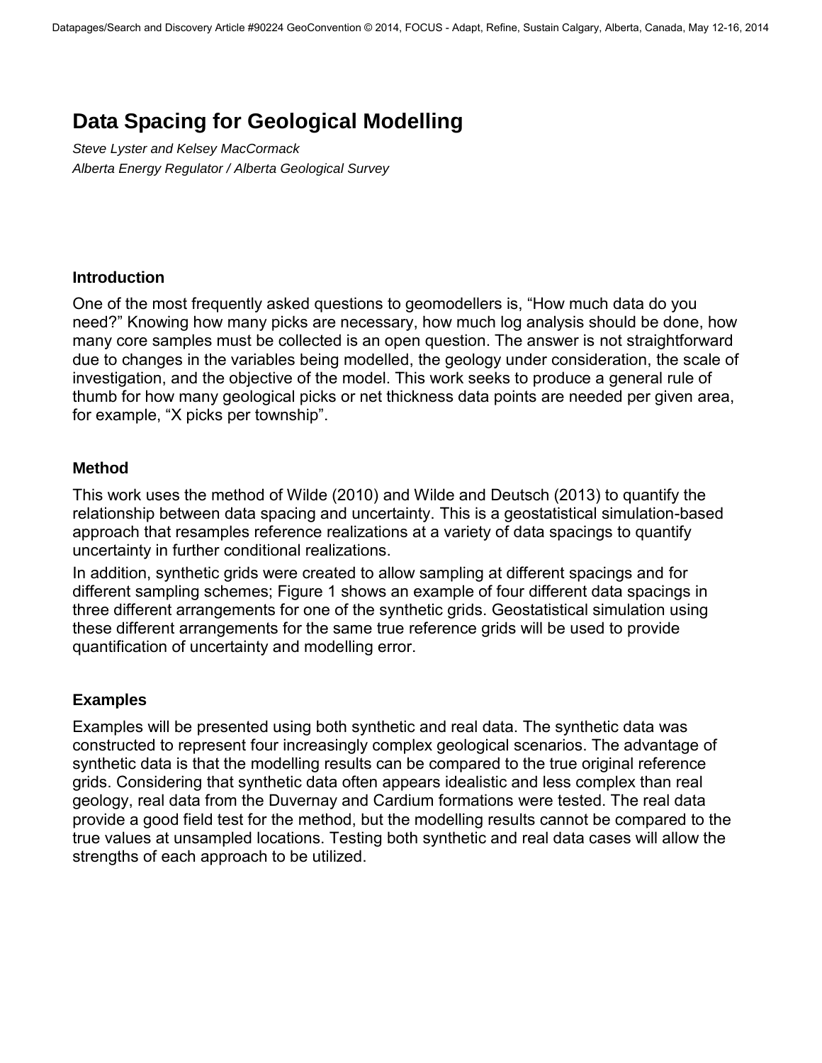# Data Spacing for Geological Modelling

*Steve Lyster and Kelsey MacCormack*
*Alberta Energy Regulator / Alberta Geological Survey*

## Introduction

One of the most frequently asked questions to geomodellers is, “How much data do you need?” Knowing how many picks are necessary, how much log analysis should be done, how many core samples must be collected is an open question. The answer is not straightforward due to changes in the variables being modelled, the geology under consideration, the scale of investigation, and the objective of the model. This work seeks to produce a general rule of thumb for how many geological picks or net thickness data points are needed per given area, for example, “X picks per township”.

## Method

This work uses the method of Wilde (2010) and Wilde and Deutsch (2013) to quantify the relationship between data spacing and uncertainty. This is a geostatistical simulation-based approach that resamples reference realizations at a variety of data spacings to quantify uncertainty in further conditional realizations.

In addition, synthetic grids were created to allow sampling at different spacings and for different sampling schemes; Figure 1 shows an example of four different data spacings in three different arrangements for one of the synthetic grids. Geostatistical simulation using these different arrangements for the same true reference grids will be used to provide quantification of uncertainty and modelling error.

## Examples

Examples will be presented using both synthetic and real data. The synthetic data was constructed to represent four increasingly complex geological scenarios. The advantage of synthetic data is that the modelling results can be compared to the true original reference grids. Considering that synthetic data often appears idealistic and less complex than real geology, real data from the Duvernay and Cardium formations were tested. The real data provide a good field test for the method, but the modelling results cannot be compared to the true values at unsampled locations. Testing both synthetic and real data cases will allow the strengths of each approach to be utilized.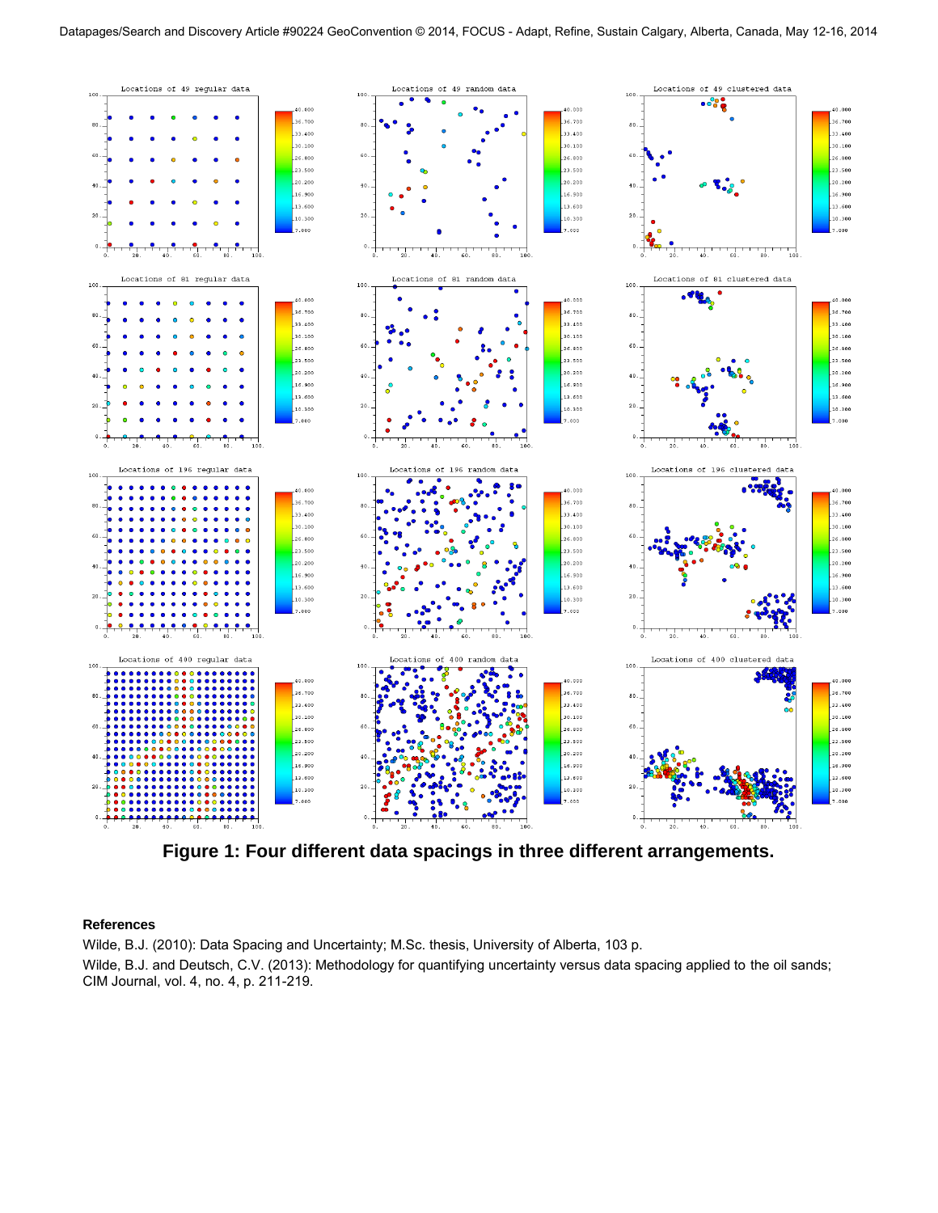Locations of 49 regular data

Locations of 49 random data

Locations of 49 clustered data

Locations of 81 regular data

Locations of 81 random data

Locations of 81 clustered data

Locations of 196 regular data

Locations of 196 random data

Locations of 196 clustered data

Locations of 400 regular data

Locations of 400 random data

Locations of 400 clustered data

**Figure 1: Four different data spacings in three different arrangements.**

### References

Wilde, B.J. (2010): Data Spacing and Uncertainty; M.Sc. thesis, University of Alberta, 103 p.

Wilde, B.J. and Deutsch, C.V. (2013): Methodology for quantifying uncertainty versus data spacing applied to the oil sands; CIM Journal, vol. 4, no. 4, p. 211-219.